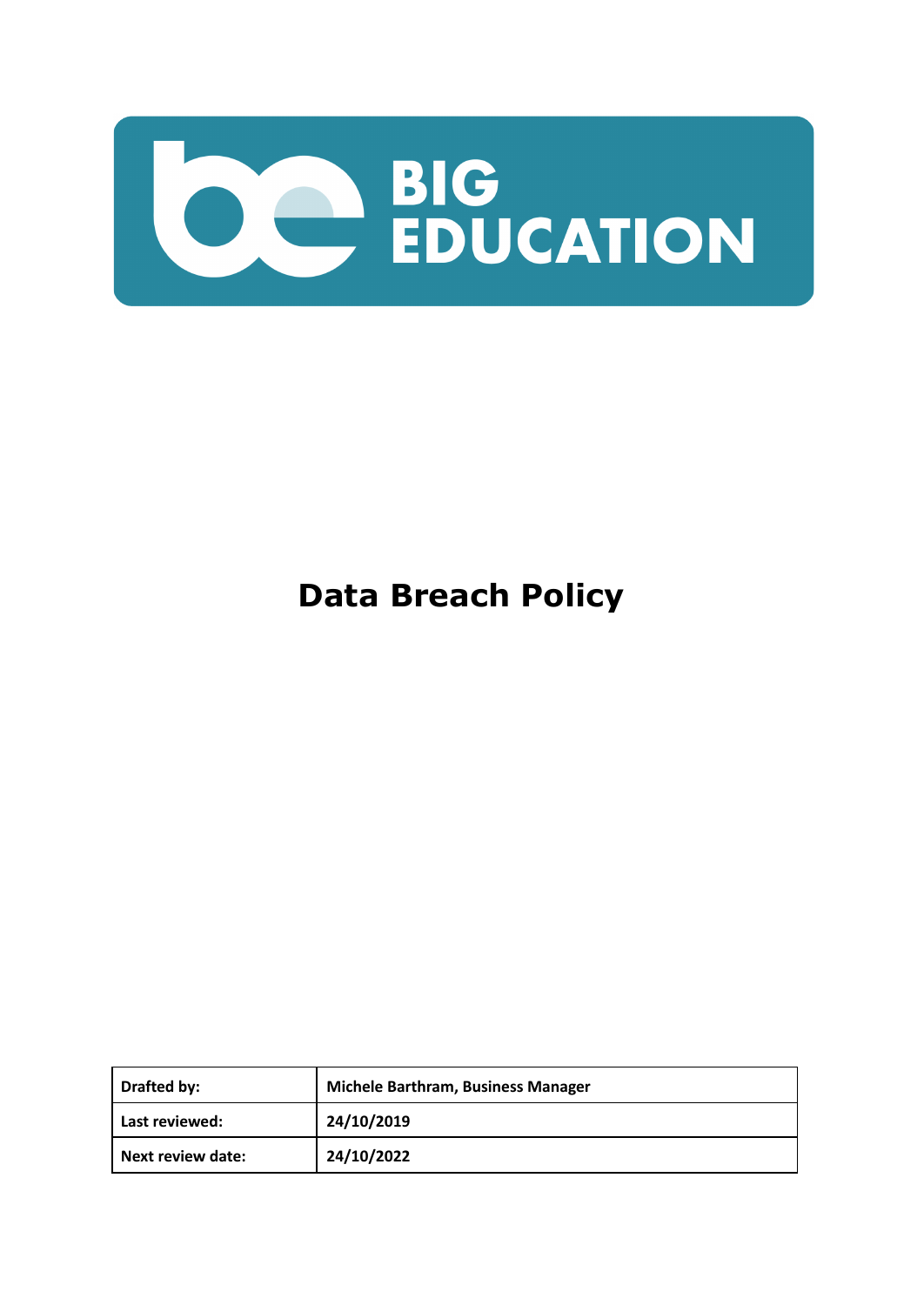BIG EDUCATION

# Data Breach Policy

| Drafted by: | Michele Barthram, Business Manager |
|---|---|
| Last reviewed: | 24/10/2019 |
| Next review date: | 24/10/2022 |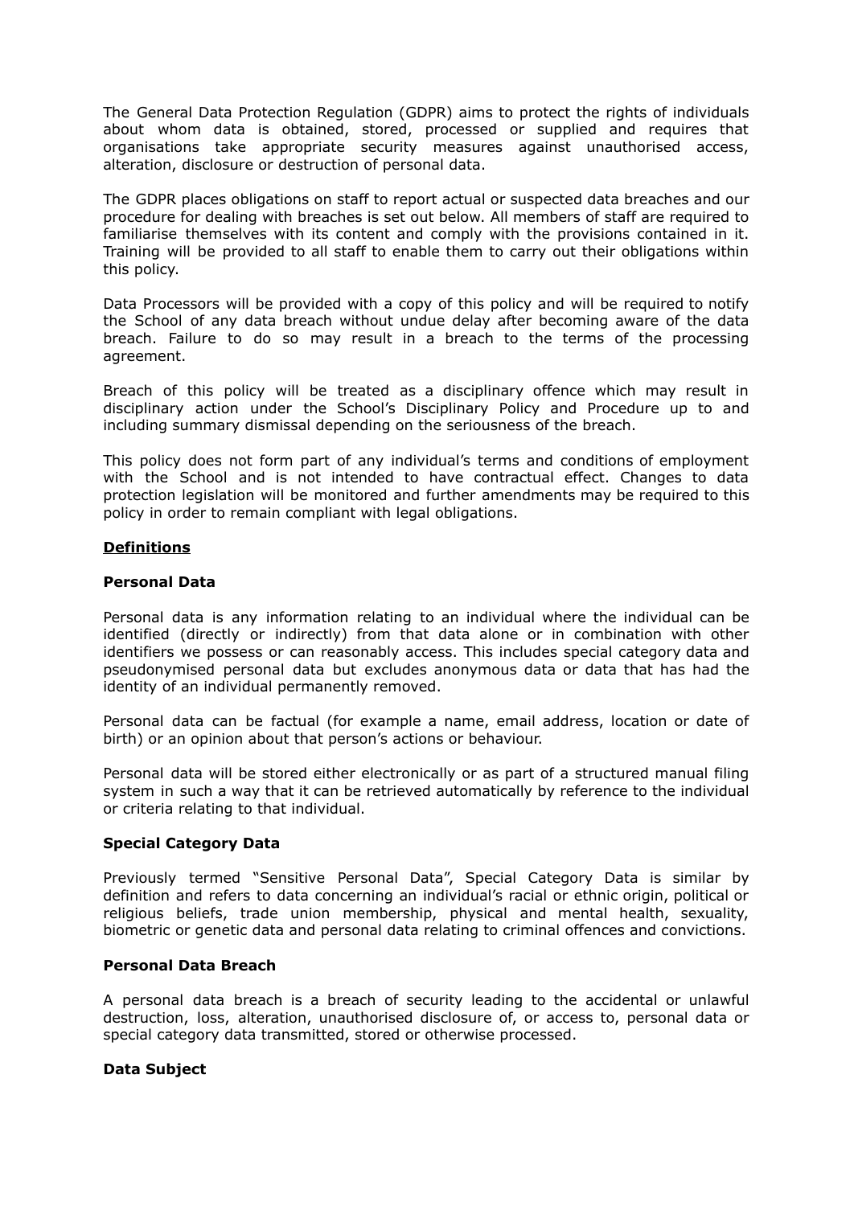The General Data Protection Regulation (GDPR) aims to protect the rights of individuals about whom data is obtained, stored, processed or supplied and requires that organisations take appropriate security measures against unauthorised access, alteration, disclosure or destruction of personal data.

The GDPR places obligations on staff to report actual or suspected data breaches and our procedure for dealing with breaches is set out below. All members of staff are required to familiarise themselves with its content and comply with the provisions contained in it. Training will be provided to all staff to enable them to carry out their obligations within this policy.

Data Processors will be provided with a copy of this policy and will be required to notify the School of any data breach without undue delay after becoming aware of the data breach. Failure to do so may result in a breach to the terms of the processing agreement.

Breach of this policy will be treated as a disciplinary offence which may result in disciplinary action under the School's Disciplinary Policy and Procedure up to and including summary dismissal depending on the seriousness of the breach.

This policy does not form part of any individual's terms and conditions of employment with the School and is not intended to have contractual effect. Changes to data protection legislation will be monitored and further amendments may be required to this policy in order to remain compliant with legal obligations.

## Definitions

### Personal Data

Personal data is any information relating to an individual where the individual can be identified (directly or indirectly) from that data alone or in combination with other identifiers we possess or can reasonably access. This includes special category data and pseudonymised personal data but excludes anonymous data or data that has had the identity of an individual permanently removed.

Personal data can be factual (for example a name, email address, location or date of birth) or an opinion about that person's actions or behaviour.

Personal data will be stored either electronically or as part of a structured manual filing system in such a way that it can be retrieved automatically by reference to the individual or criteria relating to that individual.

### Special Category Data

Previously termed "Sensitive Personal Data", Special Category Data is similar by definition and refers to data concerning an individual's racial or ethnic origin, political or religious beliefs, trade union membership, physical and mental health, sexuality, biometric or genetic data and personal data relating to criminal offences and convictions.

### Personal Data Breach

A personal data breach is a breach of security leading to the accidental or unlawful destruction, loss, alteration, unauthorised disclosure of, or access to, personal data or special category data transmitted, stored or otherwise processed.

### Data Subject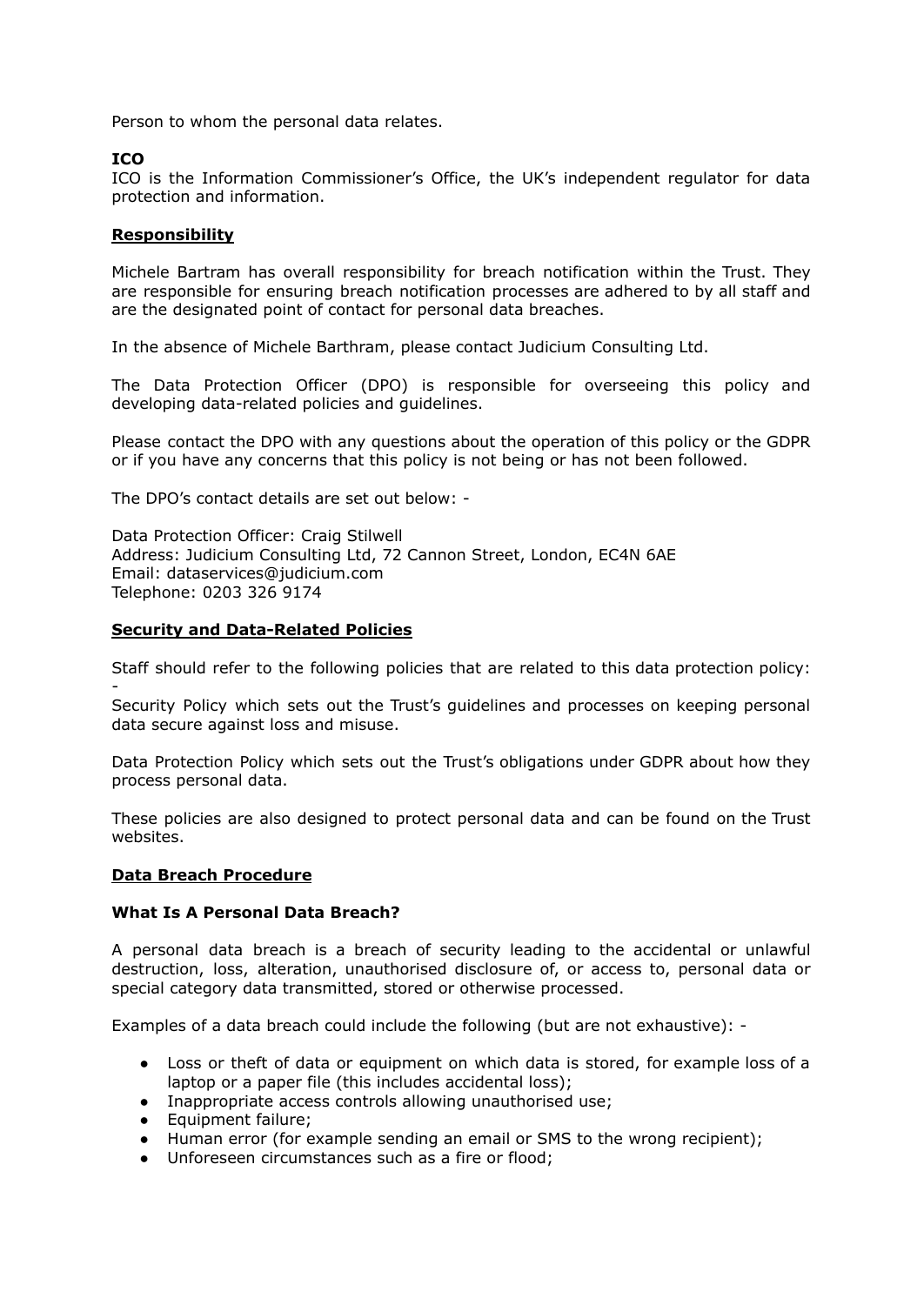Person to whom the personal data relates.

**ICO**

ICO is the Information Commissioner's Office, the UK's independent regulator for data protection and information.

## Responsibility

Michele Bartram has overall responsibility for breach notification within the Trust. They are responsible for ensuring breach notification processes are adhered to by all staff and are the designated point of contact for personal data breaches.

In the absence of Michele Barthram, please contact Judicium Consulting Ltd.

The Data Protection Officer (DPO) is responsible for overseeing this policy and developing data-related policies and guidelines.

Please contact the DPO with any questions about the operation of this policy or the GDPR or if you have any concerns that this policy is not being or has not been followed.

The DPO's contact details are set out below: -

Data Protection Officer: Craig Stilwell
Address: Judicium Consulting Ltd, 72 Cannon Street, London, EC4N 6AE
Email: dataservices@judicium.com
Telephone: 0203 326 9174

## Security and Data-Related Policies

Staff should refer to the following policies that are related to this data protection policy: -

Security Policy which sets out the Trust's guidelines and processes on keeping personal data secure against loss and misuse.

Data Protection Policy which sets out the Trust's obligations under GDPR about how they process personal data.

These policies are also designed to protect personal data and can be found on the Trust websites.

## Data Breach Procedure

### What Is A Personal Data Breach?

A personal data breach is a breach of security leading to the accidental or unlawful destruction, loss, alteration, unauthorised disclosure of, or access to, personal data or special category data transmitted, stored or otherwise processed.

Examples of a data breach could include the following (but are not exhaustive): -

- Loss or theft of data or equipment on which data is stored, for example loss of a laptop or a paper file (this includes accidental loss);
- Inappropriate access controls allowing unauthorised use;
- Equipment failure;
- Human error (for example sending an email or SMS to the wrong recipient);
- Unforeseen circumstances such as a fire or flood;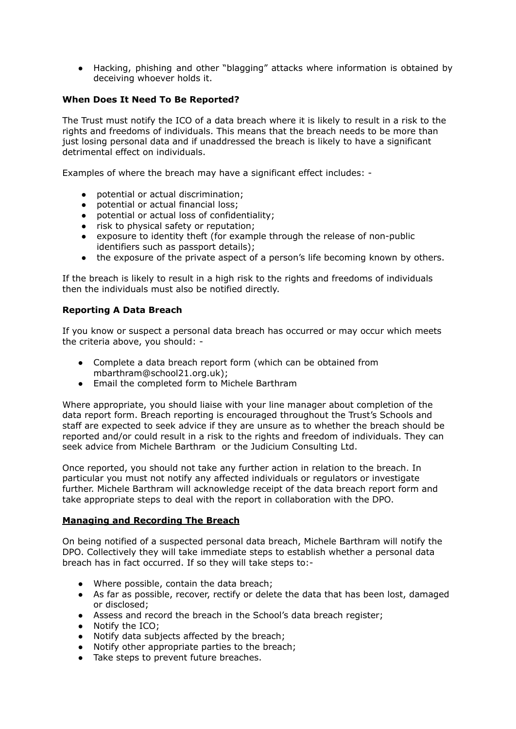- Hacking, phishing and other "blagging" attacks where information is obtained by deceiving whoever holds it.

**When Does It Need To Be Reported?**

The Trust must notify the ICO of a data breach where it is likely to result in a risk to the rights and freedoms of individuals. This means that the breach needs to be more than just losing personal data and if unaddressed the breach is likely to have a significant detrimental effect on individuals.

Examples of where the breach may have a significant effect includes: -

- potential or actual discrimination;
- potential or actual financial loss;
- potential or actual loss of confidentiality;
- risk to physical safety or reputation;
- exposure to identity theft (for example through the release of non-public identifiers such as passport details);
- the exposure of the private aspect of a person's life becoming known by others.

If the breach is likely to result in a high risk to the rights and freedoms of individuals then the individuals must also be notified directly.

**Reporting A Data Breach**

If you know or suspect a personal data breach has occurred or may occur which meets the criteria above, you should: -

- Complete a data breach report form (which can be obtained from mbarthram@school21.org.uk);
- Email the completed form to Michele Barthram

Where appropriate, you should liaise with your line manager about completion of the data report form. Breach reporting is encouraged throughout the Trust's Schools and staff are expected to seek advice if they are unsure as to whether the breach should be reported and/or could result in a risk to the rights and freedom of individuals. They can seek advice from Michele Barthram or the Judicium Consulting Ltd.

Once reported, you should not take any further action in relation to the breach. In particular you must not notify any affected individuals or regulators or investigate further. Michele Barthram will acknowledge receipt of the data breach report form and take appropriate steps to deal with the report in collaboration with the DPO.

**Managing and Recording The Breach**

On being notified of a suspected personal data breach, Michele Barthram will notify the DPO. Collectively they will take immediate steps to establish whether a personal data breach has in fact occurred. If so they will take steps to:-

- Where possible, contain the data breach;
- As far as possible, recover, rectify or delete the data that has been lost, damaged or disclosed;
- Assess and record the breach in the School's data breach register;
- Notify the ICO;
- Notify data subjects affected by the breach;
- Notify other appropriate parties to the breach;
- Take steps to prevent future breaches.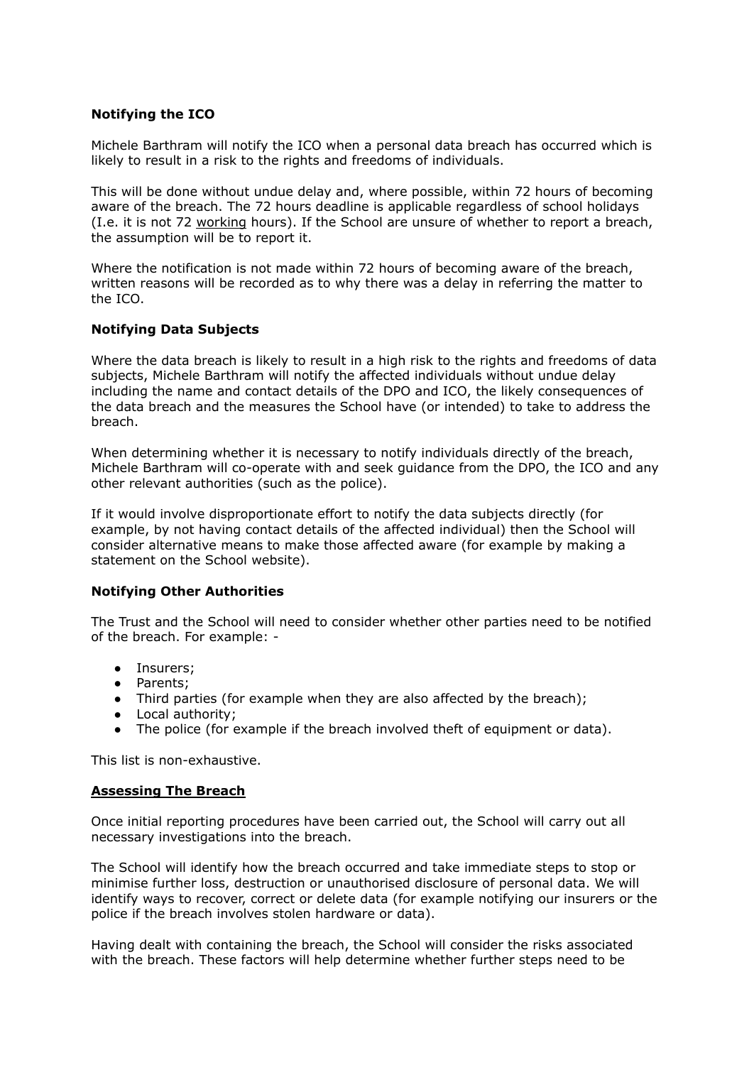**Notifying the ICO**

Michele Barthram will notify the ICO when a personal data breach has occurred which is likely to result in a risk to the rights and freedoms of individuals.

This will be done without undue delay and, where possible, within 72 hours of becoming aware of the breach. The 72 hours deadline is applicable regardless of school holidays (I.e. it is not 72 working hours). If the School are unsure of whether to report a breach, the assumption will be to report it.

Where the notification is not made within 72 hours of becoming aware of the breach, written reasons will be recorded as to why there was a delay in referring the matter to the ICO.

**Notifying Data Subjects**

Where the data breach is likely to result in a high risk to the rights and freedoms of data subjects, Michele Barthram will notify the affected individuals without undue delay including the name and contact details of the DPO and ICO, the likely consequences of the data breach and the measures the School have (or intended) to take to address the breach.

When determining whether it is necessary to notify individuals directly of the breach, Michele Barthram will co-operate with and seek guidance from the DPO, the ICO and any other relevant authorities (such as the police).

If it would involve disproportionate effort to notify the data subjects directly (for example, by not having contact details of the affected individual) then the School will consider alternative means to make those affected aware (for example by making a statement on the School website).

**Notifying Other Authorities**

The Trust and the School will need to consider whether other parties need to be notified of the breach. For example: -

- Insurers;
- Parents;
- Third parties (for example when they are also affected by the breach);
- Local authority;
- The police (for example if the breach involved theft of equipment or data).

This list is non-exhaustive.

**Assessing The Breach**

Once initial reporting procedures have been carried out, the School will carry out all necessary investigations into the breach.

The School will identify how the breach occurred and take immediate steps to stop or minimise further loss, destruction or unauthorised disclosure of personal data. We will identify ways to recover, correct or delete data (for example notifying our insurers or the police if the breach involves stolen hardware or data).

Having dealt with containing the breach, the School will consider the risks associated with the breach. These factors will help determine whether further steps need to be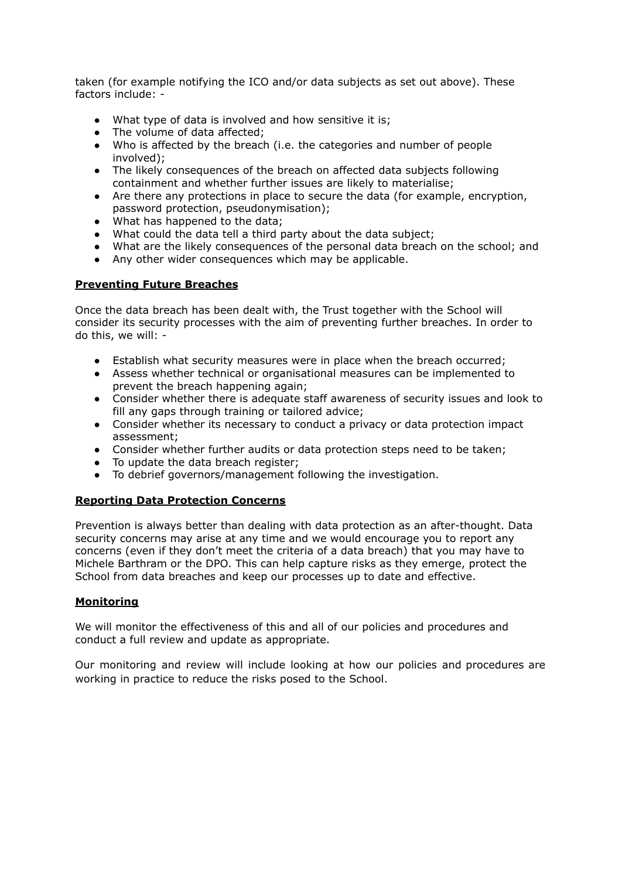taken (for example notifying the ICO and/or data subjects as set out above). These factors include: -

- What type of data is involved and how sensitive it is;
- The volume of data affected;
- Who is affected by the breach (i.e. the categories and number of people involved);
- The likely consequences of the breach on affected data subjects following containment and whether further issues are likely to materialise;
- Are there any protections in place to secure the data (for example, encryption, password protection, pseudonymisation);
- What has happened to the data;
- What could the data tell a third party about the data subject;
- What are the likely consequences of the personal data breach on the school; and
- Any other wider consequences which may be applicable.

## Preventing Future Breaches

Once the data breach has been dealt with, the Trust together with the School will consider its security processes with the aim of preventing further breaches. In order to do this, we will: -

- Establish what security measures were in place when the breach occurred;
- Assess whether technical or organisational measures can be implemented to prevent the breach happening again;
- Consider whether there is adequate staff awareness of security issues and look to fill any gaps through training or tailored advice;
- Consider whether its necessary to conduct a privacy or data protection impact assessment;
- Consider whether further audits or data protection steps need to be taken;
- To update the data breach register;
- To debrief governors/management following the investigation.

## Reporting Data Protection Concerns

Prevention is always better than dealing with data protection as an after-thought. Data security concerns may arise at any time and we would encourage you to report any concerns (even if they don't meet the criteria of a data breach) that you may have to Michele Barthram or the DPO. This can help capture risks as they emerge, protect the School from data breaches and keep our processes up to date and effective.

## Monitoring

We will monitor the effectiveness of this and all of our policies and procedures and conduct a full review and update as appropriate.

Our monitoring and review will include looking at how our policies and procedures are working in practice to reduce the risks posed to the School.